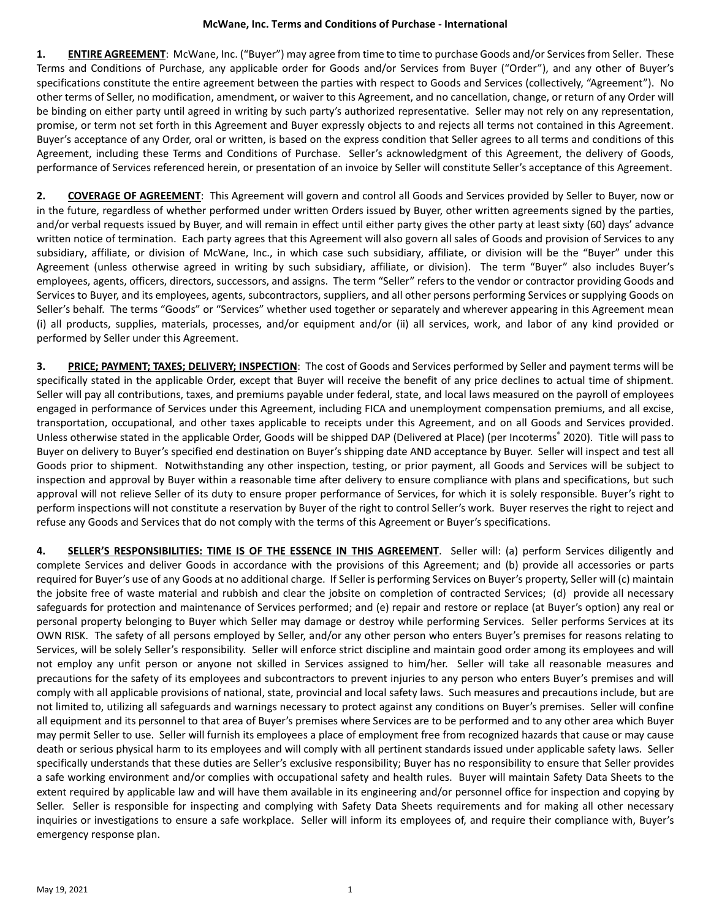# McWane, Inc. Terms and Conditions of Purchase - International

**1. ENTIRE AGREEMENT**: McWane, Inc. ("Buyer") may agree from time to time to purchase Goods and/or Services from Seller. These Terms and Conditions of Purchase, any applicable order for Goods and/or Services from Buyer ("Order"), and any other of Buyer's specifications constitute the entire agreement between the parties with respect to Goods and Services (collectively, "Agreement"). No other terms of Seller, no modification, amendment, or waiver to this Agreement, and no cancellation, change, or return of any Order will be binding on either party until agreed in writing by such party's authorized representative. Seller may not rely on any representation, promise, or term not set forth in this Agreement and Buyer expressly objects to and rejects all terms not contained in this Agreement. Buyer's acceptance of any Order, oral or written, is based on the express condition that Seller agrees to all terms and conditions of this Agreement, including these Terms and Conditions of Purchase. Seller's acknowledgment of this Agreement, the delivery of Goods, performance of Services referenced herein, or presentation of an invoice by Seller will constitute Seller's acceptance of this Agreement.

**2. COVERAGE OF AGREEMENT**: This Agreement will govern and control all Goods and Services provided by Seller to Buyer, now or in the future, regardless of whether performed under written Orders issued by Buyer, other written agreements signed by the parties, and/or verbal requests issued by Buyer, and will remain in effect until either party gives the other party at least sixty (60) days' advance written notice of termination. Each party agrees that this Agreement will also govern all sales of Goods and provision of Services to any subsidiary, affiliate, or division of McWane, Inc., in which case such subsidiary, affiliate, or division will be the "Buyer" under this Agreement (unless otherwise agreed in writing by such subsidiary, affiliate, or division). The term "Buyer" also includes Buyer's employees, agents, officers, directors, successors, and assigns. The term "Seller" refers to the vendor or contractor providing Goods and Services to Buyer, and its employees, agents, subcontractors, suppliers, and all other persons performing Services or supplying Goods on Seller's behalf. The terms "Goods" or "Services" whether used together or separately and wherever appearing in this Agreement mean (i) all products, supplies, materials, processes, and/or equipment and/or (ii) all services, work, and labor of any kind provided or performed by Seller under this Agreement.

**3. PRICE; PAYMENT; TAXES; DELIVERY; INSPECTION**: The cost of Goods and Services performed by Seller and payment terms will be specifically stated in the applicable Order, except that Buyer will receive the benefit of any price declines to actual time of shipment. Seller will pay all contributions, taxes, and premiums payable under federal, state, and local laws measured on the payroll of employees engaged in performance of Services under this Agreement, including FICA and unemployment compensation premiums, and all excise, transportation, occupational, and other taxes applicable to receipts under this Agreement, and on all Goods and Services provided. Unless otherwise stated in the applicable Order, Goods will be shipped DAP (Delivered at Place) (per Incoterms® 2020). Title will pass to Buyer on delivery to Buyer's specified end destination on Buyer's shipping date AND acceptance by Buyer. Seller will inspect and test all Goods prior to shipment. Notwithstanding any other inspection, testing, or prior payment, all Goods and Services will be subject to inspection and approval by Buyer within a reasonable time after delivery to ensure compliance with plans and specifications, but such approval will not relieve Seller of its duty to ensure proper performance of Services, for which it is solely responsible. Buyer's right to perform inspections will not constitute a reservation by Buyer of the right to control Seller's work. Buyer reserves the right to reject and refuse any Goods and Services that do not comply with the terms of this Agreement or Buyer's specifications.

**4. SELLER'S RESPONSIBILITIES: TIME IS OF THE ESSENCE IN THIS AGREEMENT**. Seller will: (a) perform Services diligently and complete Services and deliver Goods in accordance with the provisions of this Agreement; and (b) provide all accessories or parts required for Buyer's use of any Goods at no additional charge. If Seller is performing Services on Buyer's property, Seller will (c) maintain the jobsite free of waste material and rubbish and clear the jobsite on completion of contracted Services; (d) provide all necessary safeguards for protection and maintenance of Services performed; and (e) repair and restore or replace (at Buyer's option) any real or personal property belonging to Buyer which Seller may damage or destroy while performing Services. Seller performs Services at its OWN RISK. The safety of all persons employed by Seller, and/or any other person who enters Buyer's premises for reasons relating to Services, will be solely Seller's responsibility. Seller will enforce strict discipline and maintain good order among its employees and will not employ any unfit person or anyone not skilled in Services assigned to him/her. Seller will take all reasonable measures and precautions for the safety of its employees and subcontractors to prevent injuries to any person who enters Buyer's premises and will comply with all applicable provisions of national, state, provincial and local safety laws. Such measures and precautions include, but are not limited to, utilizing all safeguards and warnings necessary to protect against any conditions on Buyer's premises. Seller will confine all equipment and its personnel to that area of Buyer's premises where Services are to be performed and to any other area which Buyer may permit Seller to use. Seller will furnish its employees a place of employment free from recognized hazards that cause or may cause death or serious physical harm to its employees and will comply with all pertinent standards issued under applicable safety laws. Seller specifically understands that these duties are Seller's exclusive responsibility; Buyer has no responsibility to ensure that Seller provides a safe working environment and/or complies with occupational safety and health rules. Buyer will maintain Safety Data Sheets to the extent required by applicable law and will have them available in its engineering and/or personnel office for inspection and copying by Seller. Seller is responsible for inspecting and complying with Safety Data Sheets requirements and for making all other necessary inquiries or investigations to ensure a safe workplace. Seller will inform its employees of, and require their compliance with, Buyer's emergency response plan.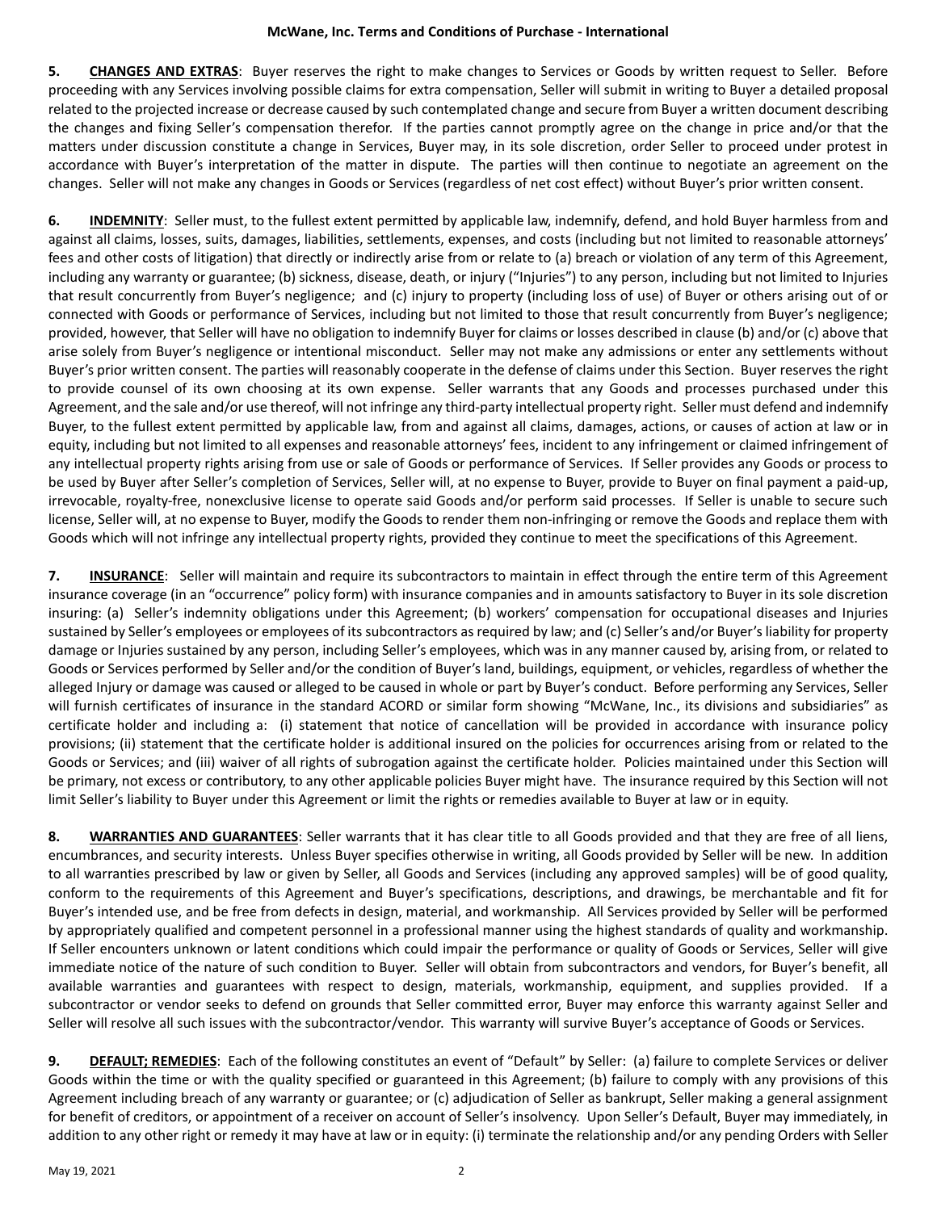**5. CHANGES AND EXTRAS**: Buyer reserves the right to make changes to Services or Goods by written request to Seller. Before proceeding with any Services involving possible claims for extra compensation, Seller will submit in writing to Buyer a detailed proposal related to the projected increase or decrease caused by such contemplated change and secure from Buyer a written document describing the changes and fixing Seller's compensation therefor. If the parties cannot promptly agree on the change in price and/or that the matters under discussion constitute a change in Services, Buyer may, in its sole discretion, order Seller to proceed under protest in accordance with Buyer's interpretation of the matter in dispute. The parties will then continue to negotiate an agreement on the changes. Seller will not make any changes in Goods or Services (regardless of net cost effect) without Buyer's prior written consent.

**6. INDEMNITY**: Seller must, to the fullest extent permitted by applicable law, indemnify, defend, and hold Buyer harmless from and against all claims, losses, suits, damages, liabilities, settlements, expenses, and costs (including but not limited to reasonable attorneys' fees and other costs of litigation) that directly or indirectly arise from or relate to (a) breach or violation of any term of this Agreement, including any warranty or guarantee; (b) sickness, disease, death, or injury ("Injuries") to any person, including but not limited to Injuries that result concurrently from Buyer's negligence; and (c) injury to property (including loss of use) of Buyer or others arising out of or connected with Goods or performance of Services, including but not limited to those that result concurrently from Buyer's negligence; provided, however, that Seller will have no obligation to indemnify Buyer for claims or losses described in clause (b) and/or (c) above that arise solely from Buyer's negligence or intentional misconduct. Seller may not make any admissions or enter any settlements without Buyer's prior written consent. The parties will reasonably cooperate in the defense of claims under this Section. Buyer reserves the right to provide counsel of its own choosing at its own expense. Seller warrants that any Goods and processes purchased under this Agreement, and the sale and/or use thereof, will not infringe any third-party intellectual property right. Seller must defend and indemnify Buyer, to the fullest extent permitted by applicable law, from and against all claims, damages, actions, or causes of action at law or in equity, including but not limited to all expenses and reasonable attorneys' fees, incident to any infringement or claimed infringement of any intellectual property rights arising from use or sale of Goods or performance of Services. If Seller provides any Goods or process to be used by Buyer after Seller's completion of Services, Seller will, at no expense to Buyer, provide to Buyer on final payment a paid-up, irrevocable, royalty-free, nonexclusive license to operate said Goods and/or perform said processes. If Seller is unable to secure such license, Seller will, at no expense to Buyer, modify the Goods to render them non-infringing or remove the Goods and replace them with Goods which will not infringe any intellectual property rights, provided they continue to meet the specifications of this Agreement.

**7. INSURANCE**: Seller will maintain and require its subcontractors to maintain in effect through the entire term of this Agreement insurance coverage (in an "occurrence" policy form) with insurance companies and in amounts satisfactory to Buyer in its sole discretion insuring: (a) Seller's indemnity obligations under this Agreement; (b) workers' compensation for occupational diseases and Injuries sustained by Seller's employees or employees of its subcontractors as required by law; and (c) Seller's and/or Buyer's liability for property damage or Injuries sustained by any person, including Seller's employees, which was in any manner caused by, arising from, or related to Goods or Services performed by Seller and/or the condition of Buyer's land, buildings, equipment, or vehicles, regardless of whether the alleged Injury or damage was caused or alleged to be caused in whole or part by Buyer's conduct. Before performing any Services, Seller will furnish certificates of insurance in the standard ACORD or similar form showing "McWane, Inc., its divisions and subsidiaries" as certificate holder and including a: (i) statement that notice of cancellation will be provided in accordance with insurance policy provisions; (ii) statement that the certificate holder is additional insured on the policies for occurrences arising from or related to the Goods or Services; and (iii) waiver of all rights of subrogation against the certificate holder. Policies maintained under this Section will be primary, not excess or contributory, to any other applicable policies Buyer might have. The insurance required by this Section will not limit Seller's liability to Buyer under this Agreement or limit the rights or remedies available to Buyer at law or in equity.

**8. WARRANTIES AND GUARANTEES**: Seller warrants that it has clear title to all Goods provided and that they are free of all liens, encumbrances, and security interests. Unless Buyer specifies otherwise in writing, all Goods provided by Seller will be new. In addition to all warranties prescribed by law or given by Seller, all Goods and Services (including any approved samples) will be of good quality, conform to the requirements of this Agreement and Buyer's specifications, descriptions, and drawings, be merchantable and fit for Buyer's intended use, and be free from defects in design, material, and workmanship. All Services provided by Seller will be performed by appropriately qualified and competent personnel in a professional manner using the highest standards of quality and workmanship. If Seller encounters unknown or latent conditions which could impair the performance or quality of Goods or Services, Seller will give immediate notice of the nature of such condition to Buyer. Seller will obtain from subcontractors and vendors, for Buyer's benefit, all available warranties and guarantees with respect to design, materials, workmanship, equipment, and supplies provided. If a subcontractor or vendor seeks to defend on grounds that Seller committed error, Buyer may enforce this warranty against Seller and Seller will resolve all such issues with the subcontractor/vendor. This warranty will survive Buyer's acceptance of Goods or Services.

**9. DEFAULT; REMEDIES**: Each of the following constitutes an event of "Default" by Seller: (a) failure to complete Services or deliver Goods within the time or with the quality specified or guaranteed in this Agreement; (b) failure to comply with any provisions of this Agreement including breach of any warranty or guarantee; or (c) adjudication of Seller as bankrupt, Seller making a general assignment for benefit of creditors, or appointment of a receiver on account of Seller's insolvency. Upon Seller's Default, Buyer may immediately, in addition to any other right or remedy it may have at law or in equity: (i) terminate the relationship and/or any pending Orders with Seller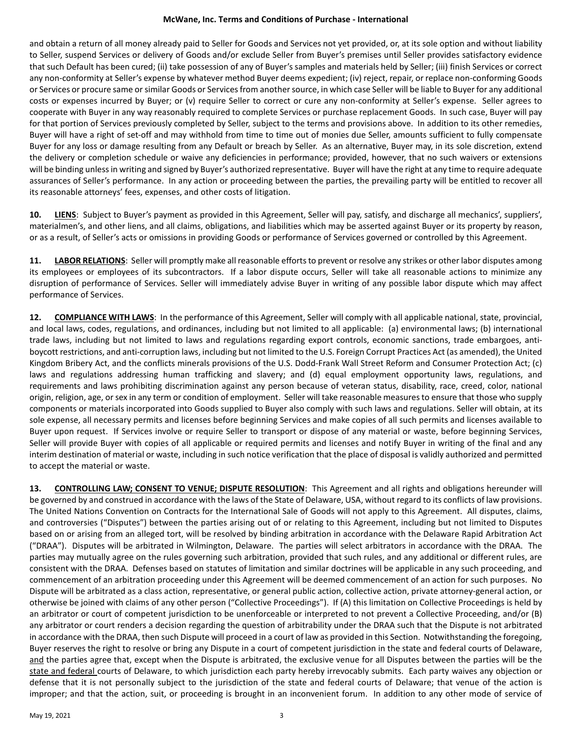and obtain a return of all money already paid to Seller for Goods and Services not yet provided, or, at its sole option and without liability to Seller, suspend Services or delivery of Goods and/or exclude Seller from Buyer's premises until Seller provides satisfactory evidence that such Default has been cured; (ii) take possession of any of Buyer's samples and materials held by Seller; (iii) finish Services or correct any non-conformity at Seller's expense by whatever method Buyer deems expedient; (iv) reject, repair, or replace non-conforming Goods or Services or procure same or similar Goods or Services from another source, in which case Seller will be liable to Buyer for any additional costs or expenses incurred by Buyer; or (v) require Seller to correct or cure any non-conformity at Seller's expense. Seller agrees to cooperate with Buyer in any way reasonably required to complete Services or purchase replacement Goods. In such case, Buyer will pay for that portion of Services previously completed by Seller, subject to the terms and provisions above. In addition to its other remedies, Buyer will have a right of set-off and may withhold from time to time out of monies due Seller, amounts sufficient to fully compensate Buyer for any loss or damage resulting from any Default or breach by Seller. As an alternative, Buyer may, in its sole discretion, extend the delivery or completion schedule or waive any deficiencies in performance; provided, however, that no such waivers or extensions will be binding unless in writing and signed by Buyer's authorized representative. Buyer will have the right at any time to require adequate assurances of Seller's performance. In any action or proceeding between the parties, the prevailing party will be entitled to recover all its reasonable attorneys' fees, expenses, and other costs of litigation.

**10. LIENS**: Subject to Buyer's payment as provided in this Agreement, Seller will pay, satisfy, and discharge all mechanics', suppliers', materialmen's, and other liens, and all claims, obligations, and liabilities which may be asserted against Buyer or its property by reason, or as a result, of Seller's acts or omissions in providing Goods or performance of Services governed or controlled by this Agreement.

**11. LABOR RELATIONS**: Seller will promptly make all reasonable efforts to prevent or resolve any strikes or other labor disputes among its employees or employees of its subcontractors. If a labor dispute occurs, Seller will take all reasonable actions to minimize any disruption of performance of Services. Seller will immediately advise Buyer in writing of any possible labor dispute which may affect performance of Services.

**12. COMPLIANCE WITH LAWS**: In the performance of this Agreement, Seller will comply with all applicable national, state, provincial, and local laws, codes, regulations, and ordinances, including but not limited to all applicable: (a) environmental laws; (b) international trade laws, including but not limited to laws and regulations regarding export controls, economic sanctions, trade embargoes, anti-boycott restrictions, and anti-corruption laws, including but not limited to the U.S. Foreign Corrupt Practices Act (as amended), the United Kingdom Bribery Act, and the conflicts minerals provisions of the U.S. Dodd-Frank Wall Street Reform and Consumer Protection Act; (c) laws and regulations addressing human trafficking and slavery; and (d) equal employment opportunity laws, regulations, and requirements and laws prohibiting discrimination against any person because of veteran status, disability, race, creed, color, national origin, religion, age, or sex in any term or condition of employment. Seller will take reasonable measures to ensure that those who supply components or materials incorporated into Goods supplied to Buyer also comply with such laws and regulations. Seller will obtain, at its sole expense, all necessary permits and licenses before beginning Services and make copies of all such permits and licenses available to Buyer upon request. If Services involve or require Seller to transport or dispose of any material or waste, before beginning Services, Seller will provide Buyer with copies of all applicable or required permits and licenses and notify Buyer in writing of the final and any interim destination of material or waste, including in such notice verification that the place of disposal is validly authorized and permitted to accept the material or waste.

**13. CONTROLLING LAW; CONSENT TO VENUE; DISPUTE RESOLUTION**: This Agreement and all rights and obligations hereunder will be governed by and construed in accordance with the laws of the State of Delaware, USA, without regard to its conflicts of law provisions. The United Nations Convention on Contracts for the International Sale of Goods will not apply to this Agreement. All disputes, claims, and controversies ("Disputes") between the parties arising out of or relating to this Agreement, including but not limited to Disputes based on or arising from an alleged tort, will be resolved by binding arbitration in accordance with the Delaware Rapid Arbitration Act ("DRAA"). Disputes will be arbitrated in Wilmington, Delaware. The parties will select arbitrators in accordance with the DRAA. The parties may mutually agree on the rules governing such arbitration, provided that such rules, and any additional or different rules, are consistent with the DRAA. Defenses based on statutes of limitation and similar doctrines will be applicable in any such proceeding, and commencement of an arbitration proceeding under this Agreement will be deemed commencement of an action for such purposes. No Dispute will be arbitrated as a class action, representative, or general public action, collective action, private attorney-general action, or otherwise be joined with claims of any other person ("Collective Proceedings"). If (A) this limitation on Collective Proceedings is held by an arbitrator or court of competent jurisdiction to be unenforceable or interpreted to not prevent a Collective Proceeding, and/or (B) any arbitrator or court renders a decision regarding the question of arbitrability under the DRAA such that the Dispute is not arbitrated in accordance with the DRAA, then such Dispute will proceed in a court of law as provided in this Section. Notwithstanding the foregoing, Buyer reserves the right to resolve or bring any Dispute in a court of competent jurisdiction in the state and federal courts of Delaware, and the parties agree that, except when the Dispute is arbitrated, the exclusive venue for all Disputes between the parties will be the state and federal courts of Delaware, to which jurisdiction each party hereby irrevocably submits. Each party waives any objection or defense that it is not personally subject to the jurisdiction of the state and federal courts of Delaware; that venue of the action is improper; and that the action, suit, or proceeding is brought in an inconvenient forum. In addition to any other mode of service of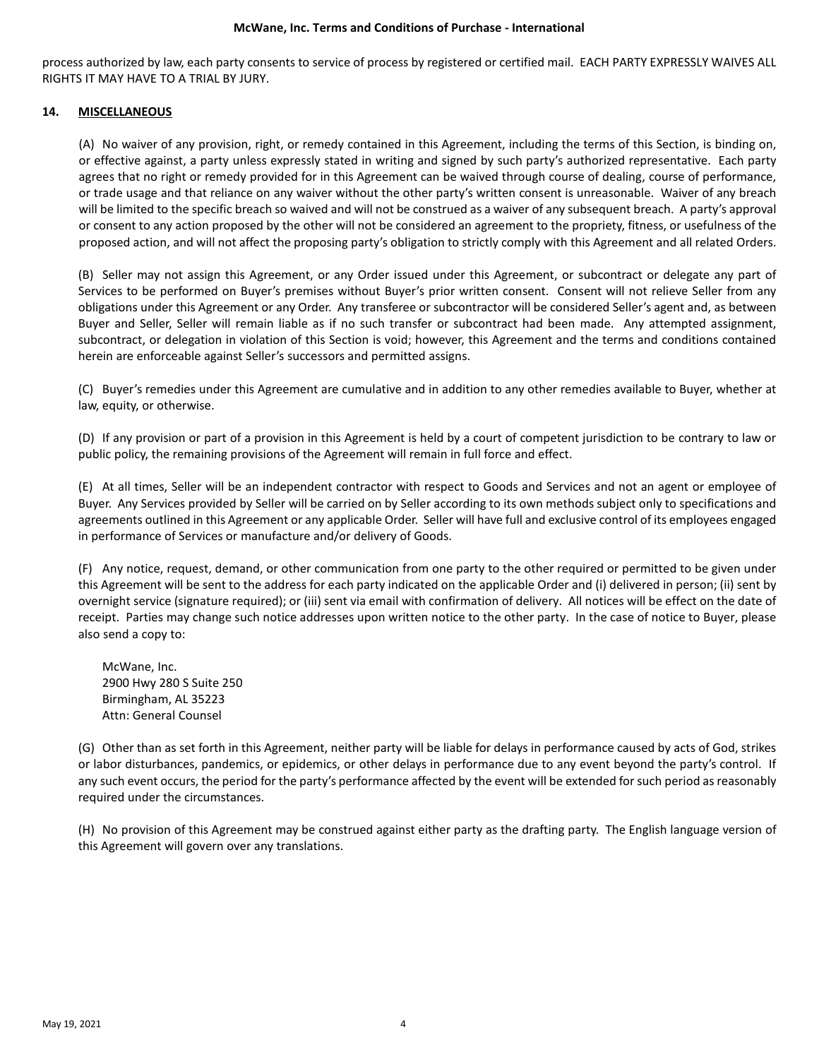process authorized by law, each party consents to service of process by registered or certified mail. EACH PARTY EXPRESSLY WAIVES ALL RIGHTS IT MAY HAVE TO A TRIAL BY JURY.

## 14. MISCELLANEOUS

(A) No waiver of any provision, right, or remedy contained in this Agreement, including the terms of this Section, is binding on, or effective against, a party unless expressly stated in writing and signed by such party's authorized representative. Each party agrees that no right or remedy provided for in this Agreement can be waived through course of dealing, course of performance, or trade usage and that reliance on any waiver without the other party's written consent is unreasonable. Waiver of any breach will be limited to the specific breach so waived and will not be construed as a waiver of any subsequent breach. A party's approval or consent to any action proposed by the other will not be considered an agreement to the propriety, fitness, or usefulness of the proposed action, and will not affect the proposing party's obligation to strictly comply with this Agreement and all related Orders.

(B) Seller may not assign this Agreement, or any Order issued under this Agreement, or subcontract or delegate any part of Services to be performed on Buyer's premises without Buyer's prior written consent. Consent will not relieve Seller from any obligations under this Agreement or any Order. Any transferee or subcontractor will be considered Seller's agent and, as between Buyer and Seller, Seller will remain liable as if no such transfer or subcontract had been made. Any attempted assignment, subcontract, or delegation in violation of this Section is void; however, this Agreement and the terms and conditions contained herein are enforceable against Seller's successors and permitted assigns.

(C) Buyer's remedies under this Agreement are cumulative and in addition to any other remedies available to Buyer, whether at law, equity, or otherwise.

(D) If any provision or part of a provision in this Agreement is held by a court of competent jurisdiction to be contrary to law or public policy, the remaining provisions of the Agreement will remain in full force and effect.

(E) At all times, Seller will be an independent contractor with respect to Goods and Services and not an agent or employee of Buyer. Any Services provided by Seller will be carried on by Seller according to its own methods subject only to specifications and agreements outlined in this Agreement or any applicable Order. Seller will have full and exclusive control of its employees engaged in performance of Services or manufacture and/or delivery of Goods.

(F) Any notice, request, demand, or other communication from one party to the other required or permitted to be given under this Agreement will be sent to the address for each party indicated on the applicable Order and (i) delivered in person; (ii) sent by overnight service (signature required); or (iii) sent via email with confirmation of delivery. All notices will be effect on the date of receipt. Parties may change such notice addresses upon written notice to the other party. In the case of notice to Buyer, please also send a copy to:

McWane, Inc.
2900 Hwy 280 S Suite 250
Birmingham, AL 35223
Attn: General Counsel

(G) Other than as set forth in this Agreement, neither party will be liable for delays in performance caused by acts of God, strikes or labor disturbances, pandemics, or epidemics, or other delays in performance due to any event beyond the party's control. If any such event occurs, the period for the party's performance affected by the event will be extended for such period as reasonably required under the circumstances.

(H) No provision of this Agreement may be construed against either party as the drafting party. The English language version of this Agreement will govern over any translations.